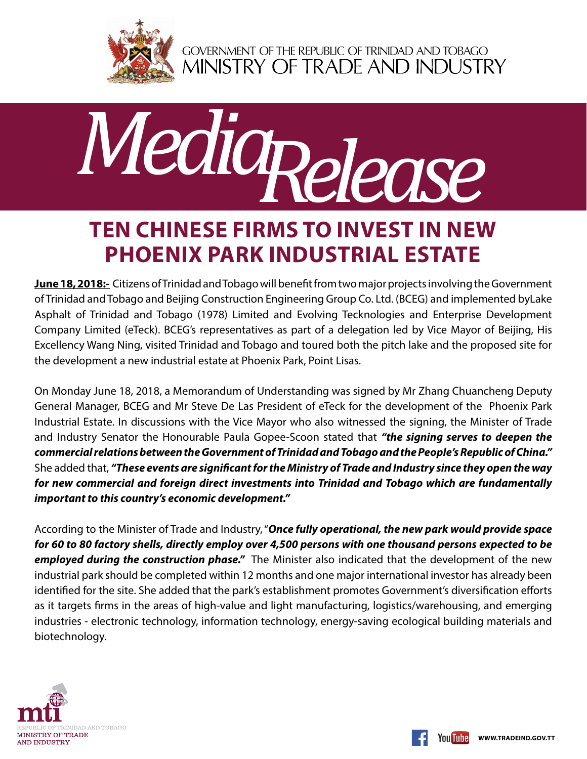GOVERNMENT OF THE REPUBLIC OF TRINIDAD AND TOBAGO
MINISTRY OF TRADE AND INDUSTRY

# Media Release

## TEN CHINESE FIRMS TO INVEST IN NEW PHOENIX PARK INDUSTRIAL ESTATE

**June 18, 2018:-** Citizens of Trinidad and Tobago will benefit from two major projects involving the Government of Trinidad and Tobago and Beijing Construction Engineering Group Co. Ltd. (BCEG) and implemented byLake Asphalt of Trinidad and Tobago (1978) Limited and Evolving Tecknologies and Enterprise Development Company Limited (eTeck). BCEG's representatives as part of a delegation led by Vice Mayor of Beijing, His Excellency Wang Ning, visited Trinidad and Tobago and toured both the pitch lake and the proposed site for the development a new industrial estate at Phoenix Park, Point Lisas.

On Monday June 18, 2018, a Memorandum of Understanding was signed by Mr Zhang Chuancheng Deputy General Manager, BCEG and Mr Steve De Las President of eTeck for the development of the Phoenix Park Industrial Estate. In discussions with the Vice Mayor who also witnessed the signing, the Minister of Trade and Industry Senator the Honourable Paula Gopee-Scoon stated that ***"the signing serves to deepen the commercial relations between the Government of Trinidad and Tobago and the People's Republic of China."*** She added that, ***"These events are significant for the Ministry of Trade and Industry since they open the way for new commercial and foreign direct investments into Trinidad and Tobago which are fundamentally important to this country's economic development."***

According to the Minister of Trade and Industry, "***Once fully operational, the new park would provide space for 60 to 80 factory shells, directly employ over 4,500 persons with one thousand persons expected to be employed during the construction phase."*** The Minister also indicated that the development of the new industrial park should be completed within 12 months and one major international investor has already been identified for the site. She added that the park's establishment promotes Government's diversification efforts as it targets firms in the areas of high-value and light manufacturing, logistics/warehousing, and emerging industries - electronic technology, information technology, energy-saving ecological building materials and biotechnology.

mti REPUBLIC OF TRINIDAD AND TOBAGO MINISTRY OF TRADE AND INDUSTRY

WWW.TRADEIND.GOV.TT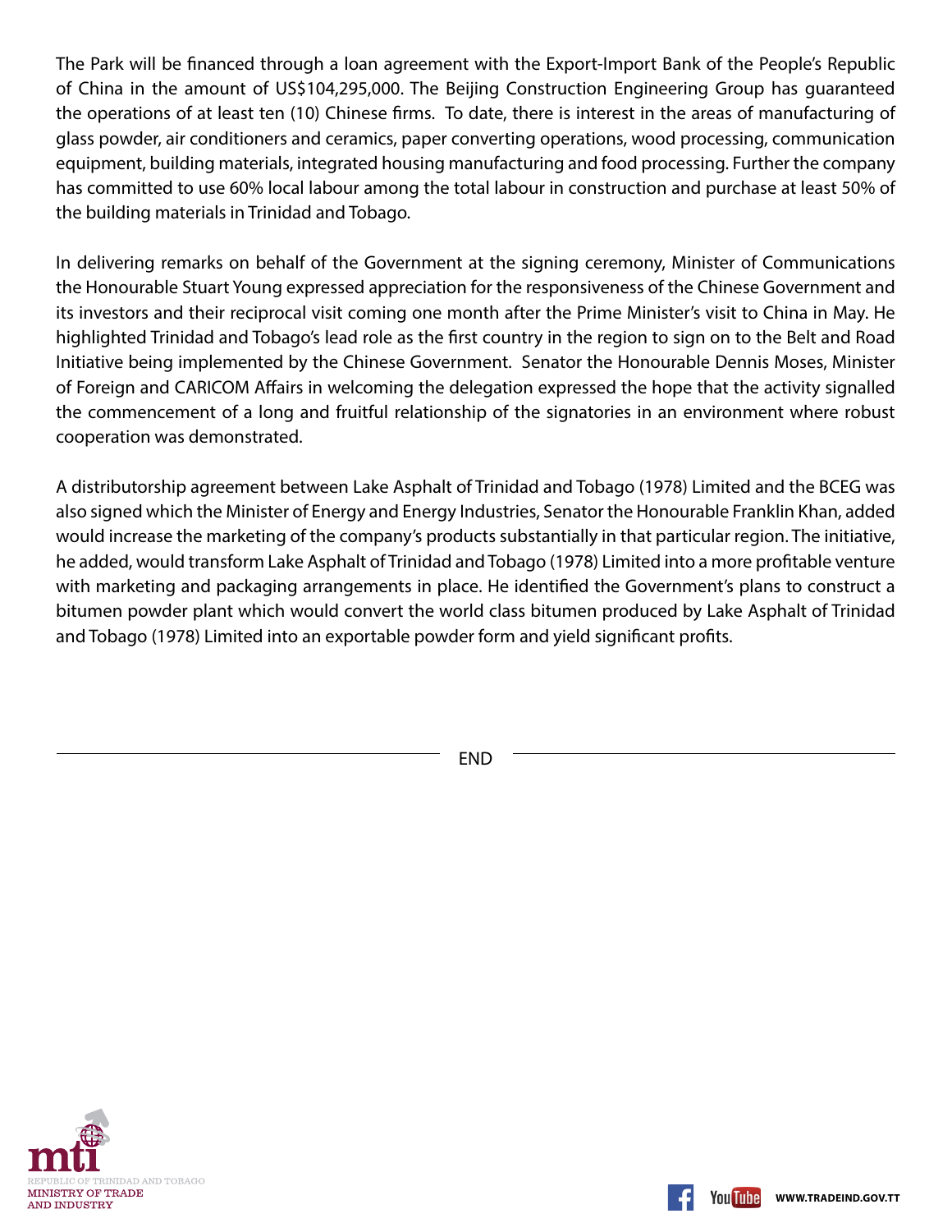The Park will be financed through a loan agreement with the Export-Import Bank of the People's Republic of China in the amount of US$104,295,000. The Beijing Construction Engineering Group has guaranteed the operations of at least ten (10) Chinese firms. To date, there is interest in the areas of manufacturing of glass powder, air conditioners and ceramics, paper converting operations, wood processing, communication equipment, building materials, integrated housing manufacturing and food processing. Further the company has committed to use 60% local labour among the total labour in construction and purchase at least 50% of the building materials in Trinidad and Tobago.

In delivering remarks on behalf of the Government at the signing ceremony, Minister of Communications the Honourable Stuart Young expressed appreciation for the responsiveness of the Chinese Government and its investors and their reciprocal visit coming one month after the Prime Minister's visit to China in May. He highlighted Trinidad and Tobago's lead role as the first country in the region to sign on to the Belt and Road Initiative being implemented by the Chinese Government. Senator the Honourable Dennis Moses, Minister of Foreign and CARICOM Affairs in welcoming the delegation expressed the hope that the activity signalled the commencement of a long and fruitful relationship of the signatories in an environment where robust cooperation was demonstrated.

A distributorship agreement between Lake Asphalt of Trinidad and Tobago (1978) Limited and the BCEG was also signed which the Minister of Energy and Energy Industries, Senator the Honourable Franklin Khan, added would increase the marketing of the company's products substantially in that particular region. The initiative, he added, would transform Lake Asphalt of Trinidad and Tobago (1978) Limited into a more profitable venture with marketing and packaging arrangements in place. He identified the Government's plans to construct a bitumen powder plant which would convert the world class bitumen produced by Lake Asphalt of Trinidad and Tobago (1978) Limited into an exportable powder form and yield significant profits.

END